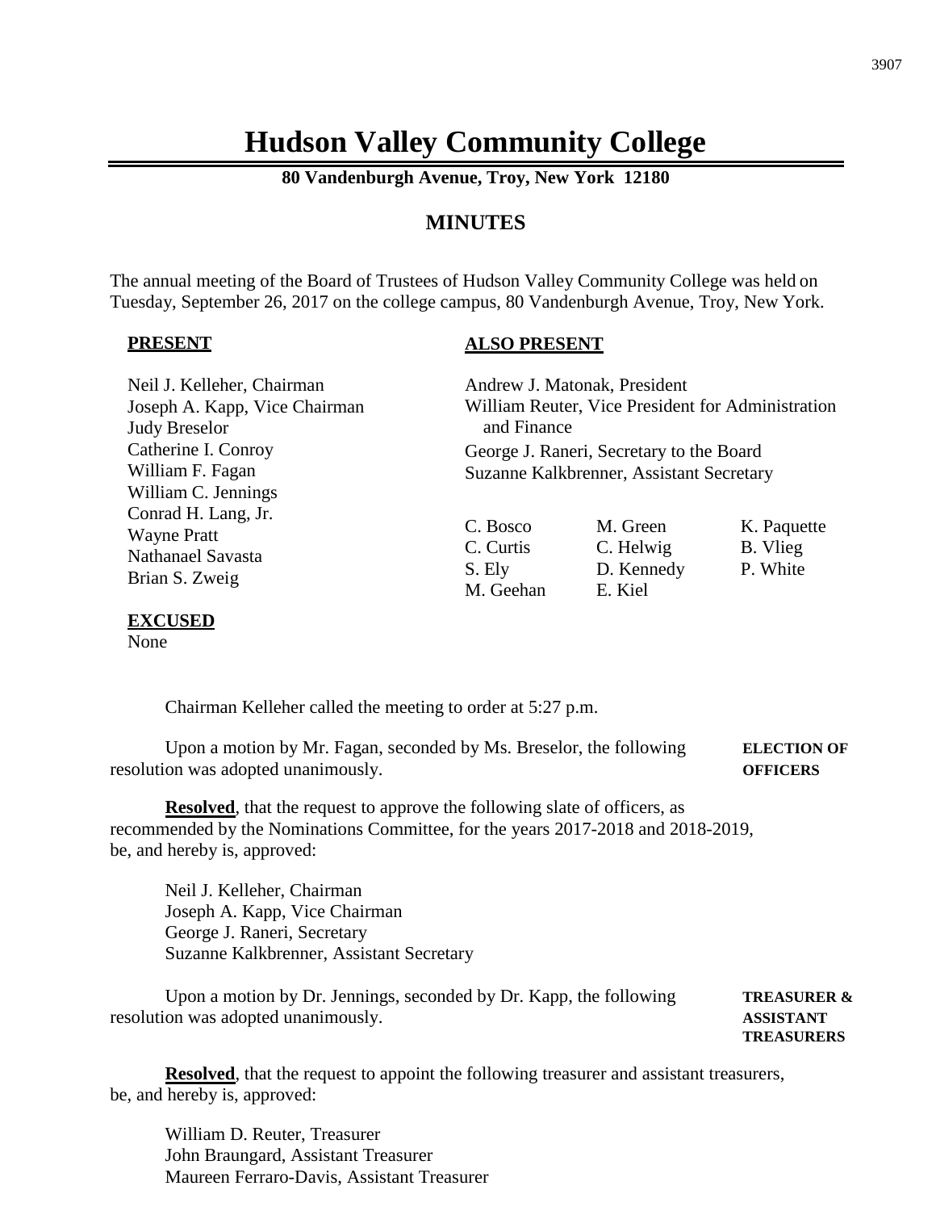# Hudson Valley Community College

**80 Vandenburgh Avenue, Troy, New York 12180**

## MINUTES

The annual meeting of the Board of Trustees of Hudson Valley Community College was held on Tuesday, September 26, 2017 on the college campus, 80 Vandenburgh Avenue, Troy, New York.

**PRESENT**

Neil J. Kelleher, Chairman
Joseph A. Kapp, Vice Chairman
Judy Breselor
Catherine I. Conroy
William F. Fagan
William C. Jennings
Conrad H. Lang, Jr.
Wayne Pratt
Nathanael Savasta
Brian S. Zweig

**ALSO PRESENT**

Andrew J. Matonak, President
William Reuter, Vice President for Administration and Finance
George J. Raneri, Secretary to the Board
Suzanne Kalkbrenner, Assistant Secretary

| | | |
|---|---|---|
| C. Bosco | M. Green | K. Paquette |
| C. Curtis | C. Helwig | B. Vlieg |
| S. Ely | D. Kennedy | P. White |
| M. Geehan | E. Kiel | |

**EXCUSED**
None

Chairman Kelleher called the meeting to order at 5:27 p.m.

**ELECTION OF OFFICERS**

Upon a motion by Mr. Fagan, seconded by Ms. Breselor, the following resolution was adopted unanimously.

**Resolved**, that the request to approve the following slate of officers, as recommended by the Nominations Committee, for the years 2017-2018 and 2018-2019, be, and hereby is, approved:

Neil J. Kelleher, Chairman
Joseph A. Kapp, Vice Chairman
George J. Raneri, Secretary
Suzanne Kalkbrenner, Assistant Secretary

**TREASURER & ASSISTANT TREASURERS**

Upon a motion by Dr. Jennings, seconded by Dr. Kapp, the following resolution was adopted unanimously.

**Resolved**, that the request to appoint the following treasurer and assistant treasurers, be, and hereby is, approved:

William D. Reuter, Treasurer
John Braungard, Assistant Treasurer
Maureen Ferraro-Davis, Assistant Treasurer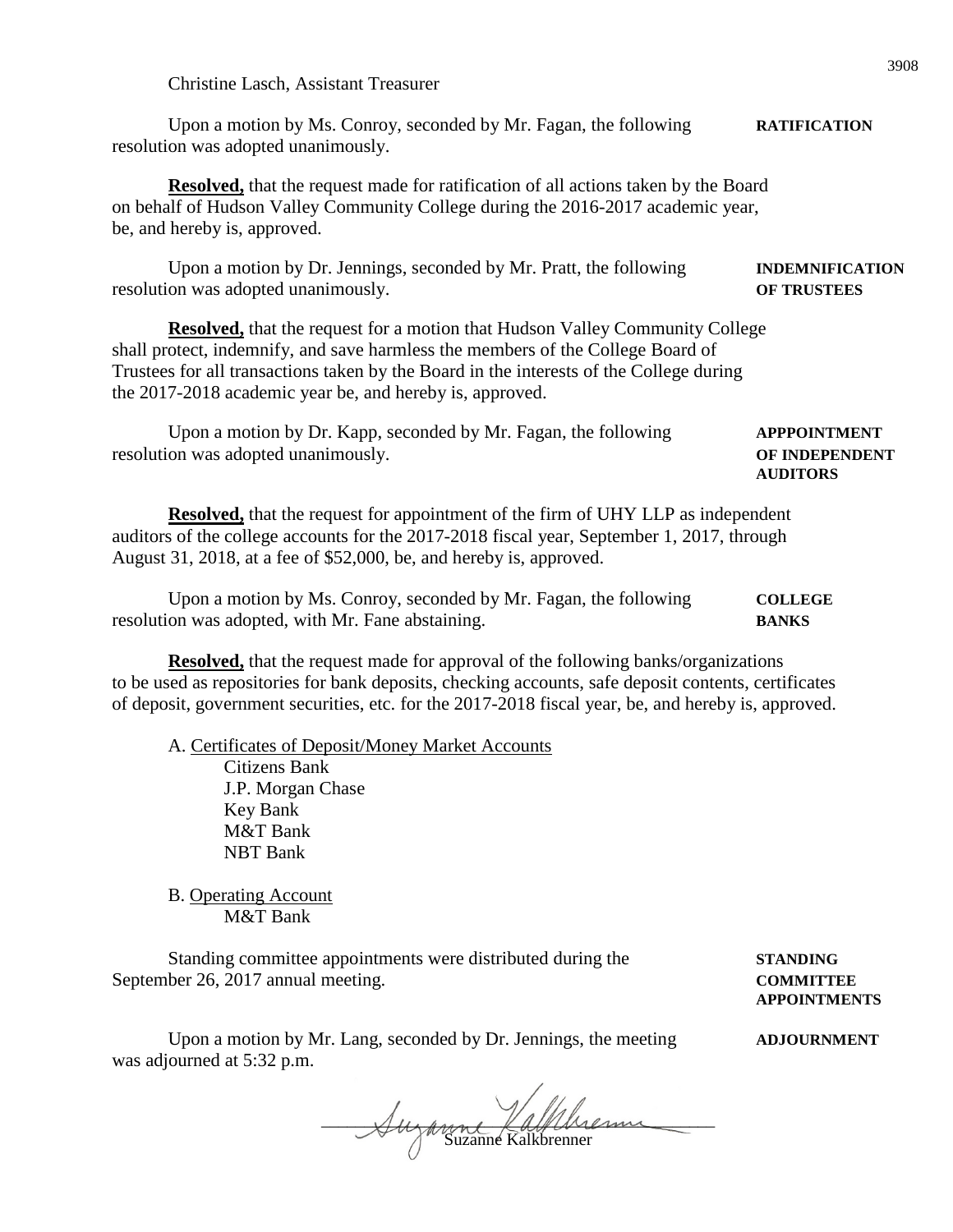Christine Lasch, Assistant Treasurer

**RATIFICATION**

Upon a motion by Ms. Conroy, seconded by Mr. Fagan, the following resolution was adopted unanimously.

**Resolved,** that the request made for ratification of all actions taken by the Board on behalf of Hudson Valley Community College during the 2016-2017 academic year, be, and hereby is, approved.

**INDEMNIFICATION OF TRUSTEES**

Upon a motion by Dr. Jennings, seconded by Mr. Pratt, the following resolution was adopted unanimously.

**Resolved,** that the request for a motion that Hudson Valley Community College shall protect, indemnify, and save harmless the members of the College Board of Trustees for all transactions taken by the Board in the interests of the College during the 2017-2018 academic year be, and hereby is, approved.

**APPPOINTMENT OF INDEPENDENT AUDITORS**

Upon a motion by Dr. Kapp, seconded by Mr. Fagan, the following resolution was adopted unanimously.

**Resolved,** that the request for appointment of the firm of UHY LLP as independent auditors of the college accounts for the 2017-2018 fiscal year, September 1, 2017, through August 31, 2018, at a fee of $52,000, be, and hereby is, approved.

**COLLEGE BANKS**

Upon a motion by Ms. Conroy, seconded by Mr. Fagan, the following resolution was adopted, with Mr. Fane abstaining.

**Resolved,** that the request made for approval of the following banks/organizations to be used as repositories for bank deposits, checking accounts, safe deposit contents, certificates of deposit, government securities, etc. for the 2017-2018 fiscal year, be, and hereby is, approved.

A. Certificates of Deposit/Money Market Accounts
- Citizens Bank
- J.P. Morgan Chase
- Key Bank
- M&T Bank
- NBT Bank

B. Operating Account
- M&T Bank

**STANDING COMMITTEE APPOINTMENTS**

Standing committee appointments were distributed during the September 26, 2017 annual meeting.

**ADJOURNMENT**

Upon a motion by Mr. Lang, seconded by Dr. Jennings, the meeting was adjourned at 5:32 p.m.

Suzanne Kalkbrenner